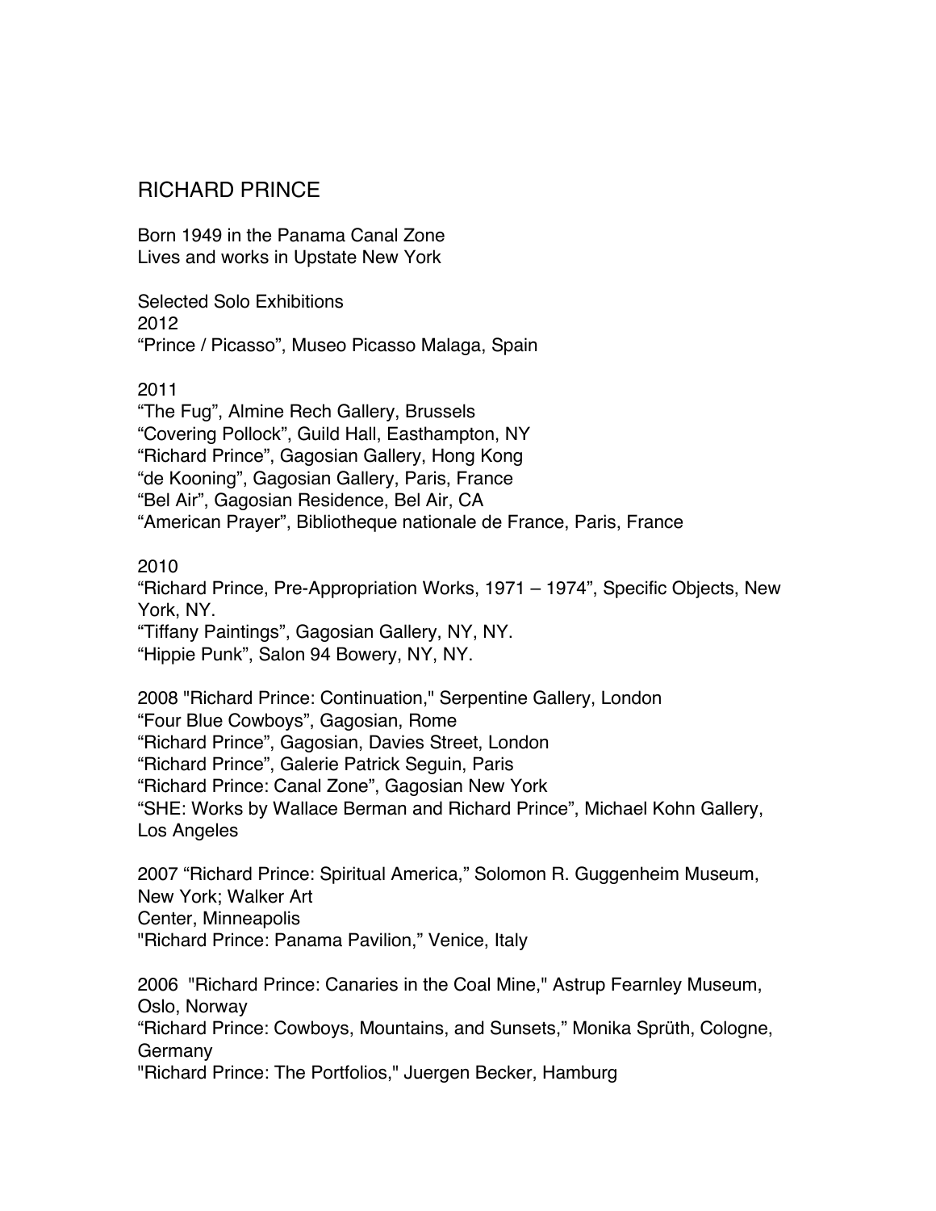# RICHARD PRINCE

Born 1949 in the Panama Canal Zone
Lives and works in Upstate New York

## Selected Solo Exhibitions

2012
“Prince / Picasso”, Museo Picasso Malaga, Spain

2011
“The Fug”, Almine Rech Gallery, Brussels
“Covering Pollock”, Guild Hall, Easthampton, NY
“Richard Prince”, Gagosian Gallery, Hong Kong
“de Kooning”, Gagosian Gallery, Paris, France
“Bel Air”, Gagosian Residence, Bel Air, CA
“American Prayer”, Bibliotheque nationale de France, Paris, France

2010
“Richard Prince, Pre-Appropriation Works, 1971 – 1974”, Specific Objects, New York, NY.
“Tiffany Paintings”, Gagosian Gallery, NY, NY.
“Hippie Punk”, Salon 94 Bowery, NY, NY.

2008 "Richard Prince: Continuation," Serpentine Gallery, London
“Four Blue Cowboys”, Gagosian, Rome
“Richard Prince”, Gagosian, Davies Street, London
“Richard Prince”, Galerie Patrick Seguin, Paris
“Richard Prince: Canal Zone”, Gagosian New York
“SHE: Works by Wallace Berman and Richard Prince”, Michael Kohn Gallery, Los Angeles

2007 “Richard Prince: Spiritual America,” Solomon R. Guggenheim Museum, New York; Walker Art Center, Minneapolis
"Richard Prince: Panama Pavilion,” Venice, Italy

2006 "Richard Prince: Canaries in the Coal Mine," Astrup Fearnley Museum, Oslo, Norway
“Richard Prince: Cowboys, Mountains, and Sunsets,” Monika Sprüth, Cologne, Germany
"Richard Prince: The Portfolios," Juergen Becker, Hamburg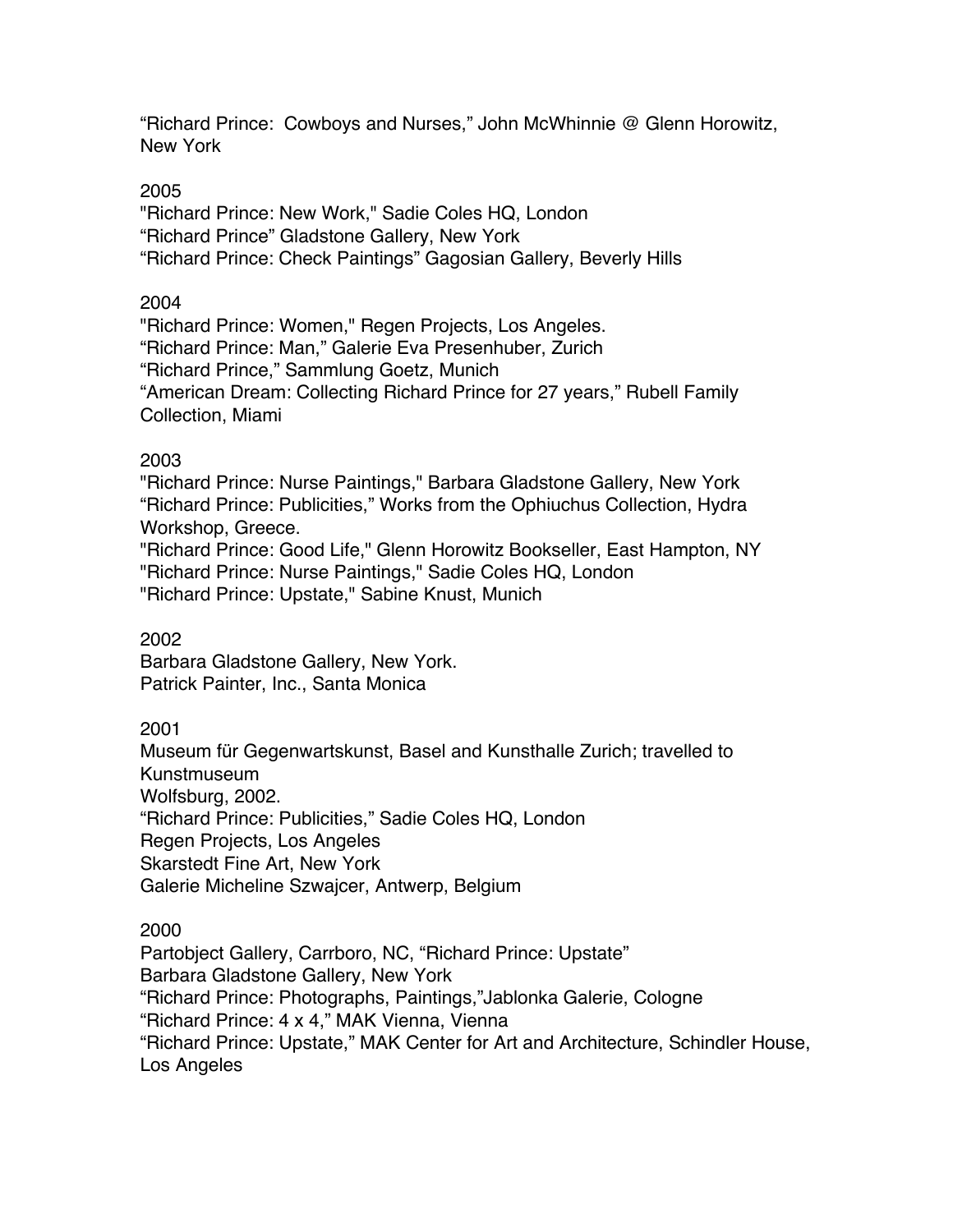“Richard Prince: Cowboys and Nurses,” John McWhinnie @ Glenn Horowitz, New York

2005

"Richard Prince: New Work," Sadie Coles HQ, London
“Richard Prince” Gladstone Gallery, New York
“Richard Prince: Check Paintings” Gagosian Gallery, Beverly Hills

2004

"Richard Prince: Women," Regen Projects, Los Angeles.
“Richard Prince: Man,” Galerie Eva Presenhuber, Zurich
“Richard Prince,” Sammlung Goetz, Munich
“American Dream: Collecting Richard Prince for 27 years,” Rubell Family Collection, Miami

2003

"Richard Prince: Nurse Paintings," Barbara Gladstone Gallery, New York
“Richard Prince: Publicities,” Works from the Ophiuchus Collection, Hydra Workshop, Greece.
"Richard Prince: Good Life," Glenn Horowitz Bookseller, East Hampton, NY
"Richard Prince: Nurse Paintings," Sadie Coles HQ, London
"Richard Prince: Upstate," Sabine Knust, Munich

2002

Barbara Gladstone Gallery, New York.
Patrick Painter, Inc., Santa Monica

2001

Museum für Gegenwartskunst, Basel and Kunsthalle Zurich; travelled to Kunstmuseum
Wolfsburg, 2002.
“Richard Prince: Publicities,” Sadie Coles HQ, London
Regen Projects, Los Angeles
Skarstedt Fine Art, New York
Galerie Micheline Szwajcer, Antwerp, Belgium

2000

Partobject Gallery, Carrboro, NC, “Richard Prince: Upstate”
Barbara Gladstone Gallery, New York
“Richard Prince: Photographs, Paintings,”Jablonka Galerie, Cologne
“Richard Prince: 4 x 4,” MAK Vienna, Vienna
“Richard Prince: Upstate,” MAK Center for Art and Architecture, Schindler House, Los Angeles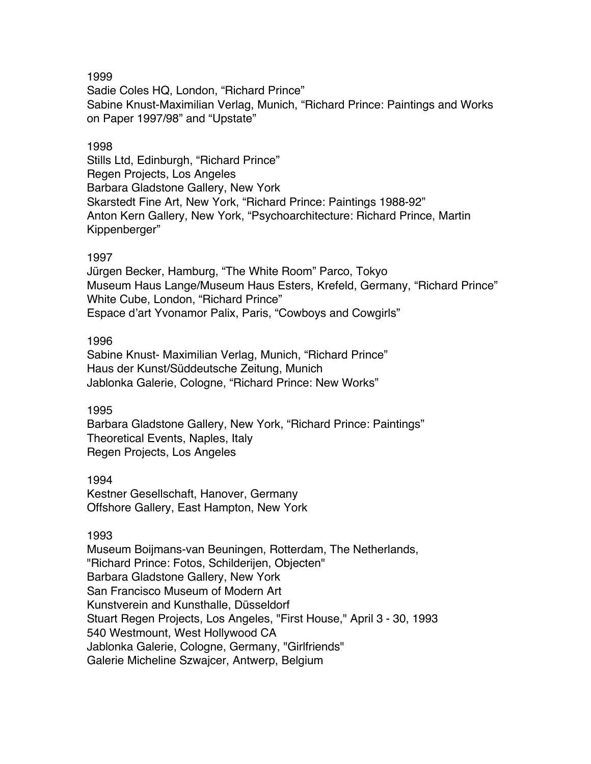1999

Sadie Coles HQ, London, “Richard Prince”
Sabine Knust-Maximilian Verlag, Munich, “Richard Prince: Paintings and Works on Paper 1997/98” and “Upstate”

1998

Stills Ltd, Edinburgh, “Richard Prince”
Regen Projects, Los Angeles
Barbara Gladstone Gallery, New York
Skarstedt Fine Art, New York, “Richard Prince: Paintings 1988-92”
Anton Kern Gallery, New York, “Psychoarchitecture: Richard Prince, Martin Kippenberger”

1997

Jürgen Becker, Hamburg, “The White Room” Parco, Tokyo
Museum Haus Lange/Museum Haus Esters, Krefeld, Germany, “Richard Prince”
White Cube, London, “Richard Prince”
Espace d’art Yvonamor Palix, Paris, “Cowboys and Cowgirls”

1996

Sabine Knust- Maximilian Verlag, Munich, “Richard Prince”
Haus der Kunst/Süddeutsche Zeitung, Munich
Jablonka Galerie, Cologne, “Richard Prince: New Works”

1995

Barbara Gladstone Gallery, New York, “Richard Prince: Paintings”
Theoretical Events, Naples, Italy
Regen Projects, Los Angeles

1994

Kestner Gesellschaft, Hanover, Germany
Offshore Gallery, East Hampton, New York

1993

Museum Boijmans-van Beuningen, Rotterdam, The Netherlands, "Richard Prince: Fotos, Schilderijen, Objecten"
Barbara Gladstone Gallery, New York
San Francisco Museum of Modern Art
Kunstverein and Kunsthalle, Düsseldorf
Stuart Regen Projects, Los Angeles, "First House," April 3 - 30, 1993
540 Westmount, West Hollywood CA
Jablonka Galerie, Cologne, Germany, "Girlfriends"
Galerie Micheline Szwajcer, Antwerp, Belgium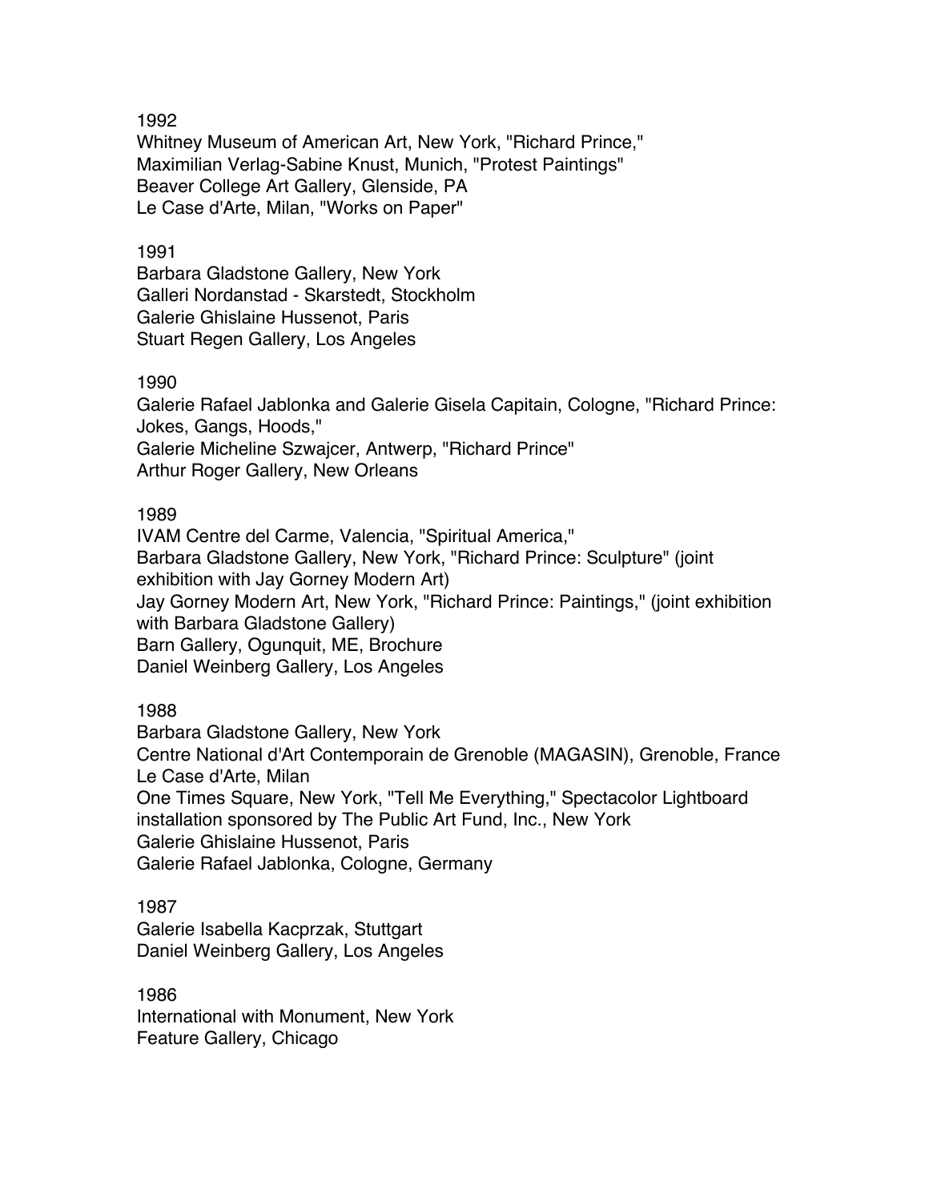1992

Whitney Museum of American Art, New York, "Richard Prince,"
Maximilian Verlag-Sabine Knust, Munich, "Protest Paintings"
Beaver College Art Gallery, Glenside, PA
Le Case d'Arte, Milan, "Works on Paper"

1991

Barbara Gladstone Gallery, New York
Galleri Nordanstad - Skarstedt, Stockholm
Galerie Ghislaine Hussenot, Paris
Stuart Regen Gallery, Los Angeles

1990

Galerie Rafael Jablonka and Galerie Gisela Capitain, Cologne, "Richard Prince: Jokes, Gangs, Hoods,"
Galerie Micheline Szwajcer, Antwerp, "Richard Prince"
Arthur Roger Gallery, New Orleans

1989

IVAM Centre del Carme, Valencia, "Spiritual America,"
Barbara Gladstone Gallery, New York, "Richard Prince: Sculpture" (joint exhibition with Jay Gorney Modern Art)
Jay Gorney Modern Art, New York, "Richard Prince: Paintings," (joint exhibition with Barbara Gladstone Gallery)
Barn Gallery, Ogunquit, ME, Brochure
Daniel Weinberg Gallery, Los Angeles

1988

Barbara Gladstone Gallery, New York
Centre National d'Art Contemporain de Grenoble (MAGASIN), Grenoble, France
Le Case d'Arte, Milan
One Times Square, New York, "Tell Me Everything," Spectacolor Lightboard installation sponsored by The Public Art Fund, Inc., New York
Galerie Ghislaine Hussenot, Paris
Galerie Rafael Jablonka, Cologne, Germany

1987

Galerie Isabella Kacprzak, Stuttgart
Daniel Weinberg Gallery, Los Angeles

1986

International with Monument, New York
Feature Gallery, Chicago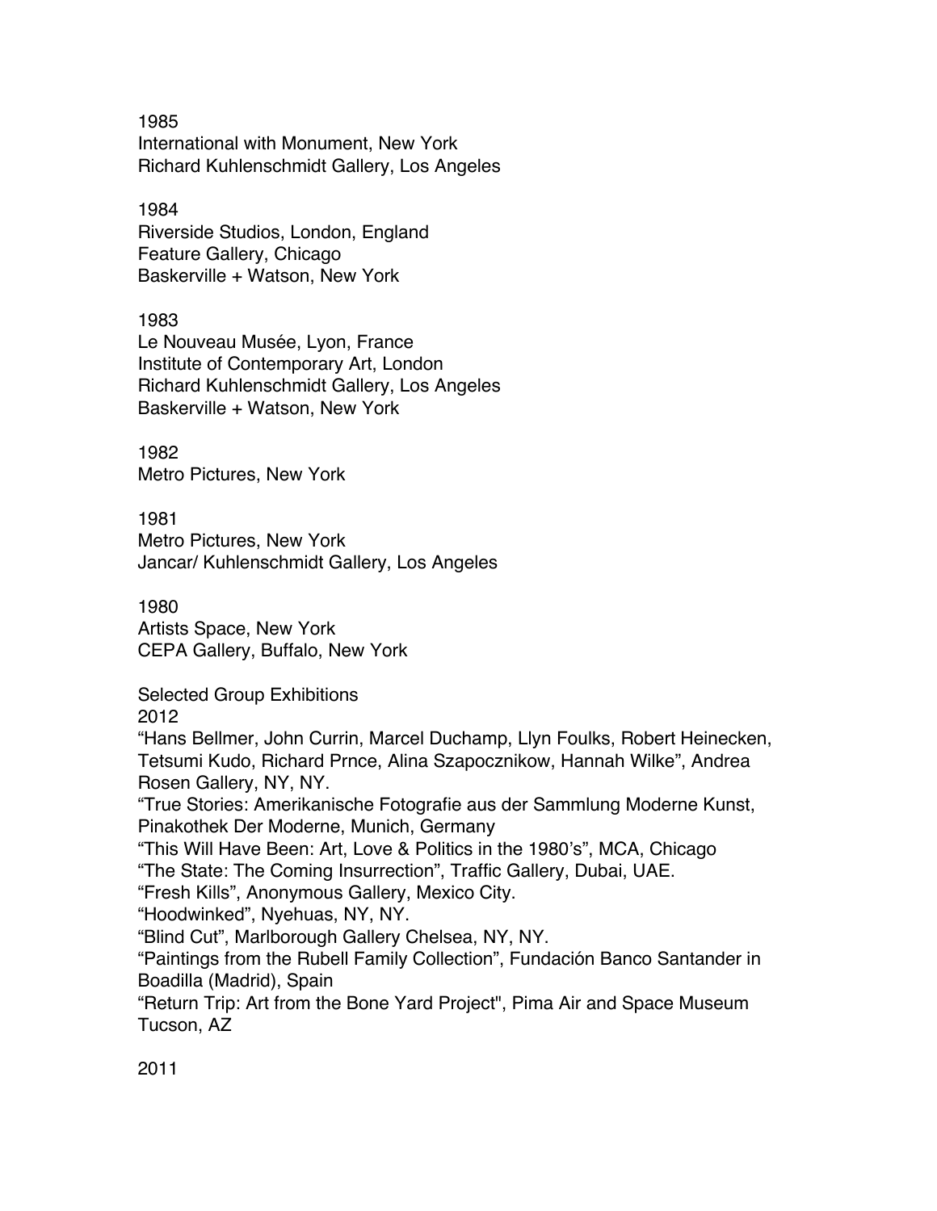1985
International with Monument, New York
Richard Kuhlenschmidt Gallery, Los Angeles

1984
Riverside Studios, London, England
Feature Gallery, Chicago
Baskerville + Watson, New York

1983
Le Nouveau Musée, Lyon, France
Institute of Contemporary Art, London
Richard Kuhlenschmidt Gallery, Los Angeles
Baskerville + Watson, New York

1982
Metro Pictures, New York

1981
Metro Pictures, New York
Jancar/ Kuhlenschmidt Gallery, Los Angeles

1980
Artists Space, New York
CEPA Gallery, Buffalo, New York

Selected Group Exhibitions
2012
“Hans Bellmer, John Currin, Marcel Duchamp, Llyn Foulks, Robert Heinecken, Tetsumi Kudo, Richard Prnce, Alina Szapocznikow, Hannah Wilke”, Andrea Rosen Gallery, NY, NY.
“True Stories: Amerikanische Fotografie aus der Sammlung Moderne Kunst, Pinakothek Der Moderne, Munich, Germany
“This Will Have Been: Art, Love & Politics in the 1980’s”, MCA, Chicago
“The State: The Coming Insurrection”, Traffic Gallery, Dubai, UAE.
“Fresh Kills”, Anonymous Gallery, Mexico City.
“Hoodwinked”, Nyehuas, NY, NY.
“Blind Cut”, Marlborough Gallery Chelsea, NY, NY.
“Paintings from the Rubell Family Collection”, Fundación Banco Santander in Boadilla (Madrid), Spain
“Return Trip: Art from the Bone Yard Project", Pima Air and Space Museum Tucson, AZ

2011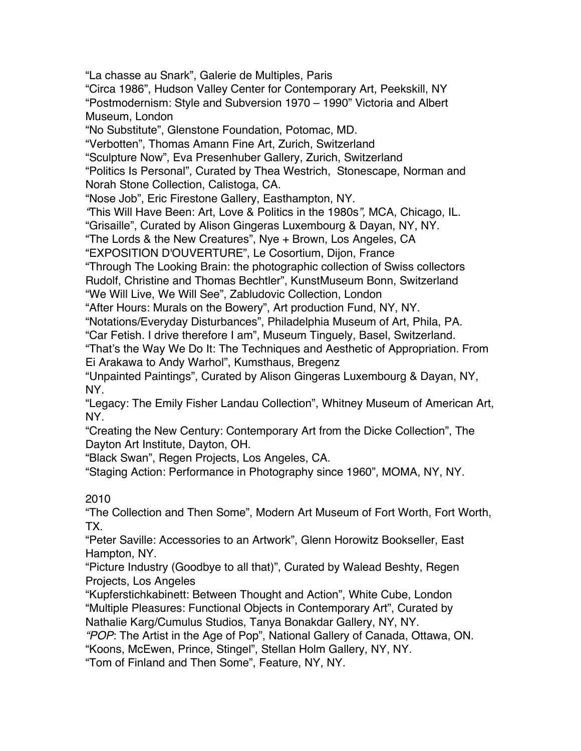"La chasse au Snark", Galerie de Multiples, Paris

"Circa 1986", Hudson Valley Center for Contemporary Art, Peekskill, NY

"Postmodernism: Style and Subversion 1970 – 1990" Victoria and Albert Museum, London

"No Substitute", Glenstone Foundation, Potomac, MD.

"Verbotten", Thomas Amann Fine Art, Zurich, Switzerland

"Sculpture Now", Eva Presenhuber Gallery, Zurich, Switzerland

"Politics Is Personal", Curated by Thea Westrich, Stonescape, Norman and Norah Stone Collection, Calistoga, CA.

"Nose Job", Eric Firestone Gallery, Easthampton, NY.

*"This Will Have Been: Art, Love & Politics in the 1980s",* MCA, Chicago, IL.

"Grisaille", Curated by Alison Gingeras Luxembourg & Dayan, NY, NY.

"The Lords & the New Creatures", Nye + Brown, Los Angeles, CA

"EXPOSITION D'OUVERTURE", Le Cosortium, Dijon, France

"Through The Looking Brain: the photographic collection of Swiss collectors Rudolf, Christine and Thomas Bechtler", KunstMuseum Bonn, Switzerland

"We Will Live, We Will See", Zabludovic Collection, London

"After Hours: Murals on the Bowery", Art production Fund, NY, NY.

"Notations/Everyday Disturbances", Philadelphia Museum of Art, Phila, PA.

"Car Fetish. I drive therefore I am", Museum Tinguely, Basel, Switzerland.

"That's the Way We Do It: The Techniques and Aesthetic of Appropriation. From Ei Arakawa to Andy Warhol", Kumsthaus, Bregenz

"Unpainted Paintings", Curated by Alison Gingeras Luxembourg & Dayan, NY, NY.

"Legacy: The Emily Fisher Landau Collection", Whitney Museum of American Art, NY.

"Creating the New Century: Contemporary Art from the Dicke Collection", The Dayton Art Institute, Dayton, OH.

"Black Swan", Regen Projects, Los Angeles, CA.

"Staging Action: Performance in Photography since 1960", MOMA, NY, NY.

2010

"The Collection and Then Some", Modern Art Museum of Fort Worth, Fort Worth, TX.

"Peter Saville: Accessories to an Artwork", Glenn Horowitz Bookseller, East Hampton, NY.

"Picture Industry (Goodbye to all that)", Curated by Walead Beshty, Regen Projects, Los Angeles

"Kupferstichkabinett: Between Thought and Action", White Cube, London

"Multiple Pleasures: Functional Objects in Contemporary Art", Curated by Nathalie Karg/Cumulus Studios, Tanya Bonakdar Gallery, NY, NY.

*"POP*: The Artist in the Age of Pop", National Gallery of Canada, Ottawa, ON.

"Koons, McEwen, Prince, Stingel", Stellan Holm Gallery, NY, NY.

"Tom of Finland and Then Some", Feature, NY, NY.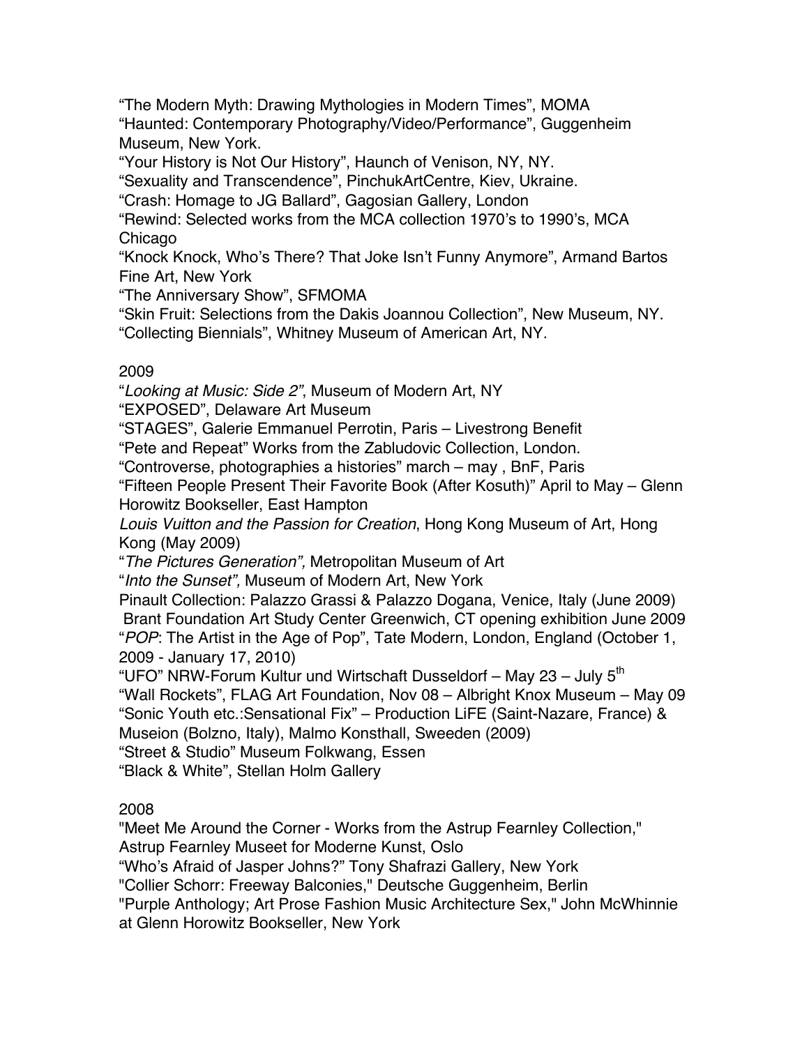“The Modern Myth: Drawing Mythologies in Modern Times”, MOMA
“Haunted: Contemporary Photography/Video/Performance”, Guggenheim Museum, New York.
“Your History is Not Our History”, Haunch of Venison, NY, NY.
“Sexuality and Transcendence”, PinchukArtCentre, Kiev, Ukraine.
“Crash: Homage to JG Ballard”, Gagosian Gallery, London
“Rewind: Selected works from the MCA collection 1970’s to 1990’s, MCA Chicago
“Knock Knock, Who’s There? That Joke Isn’t Funny Anymore”, Armand Bartos Fine Art, New York
“The Anniversary Show”, SFMOMA
“Skin Fruit: Selections from the Dakis Joannou Collection”, New Museum, NY.
“Collecting Biennials”, Whitney Museum of American Art, NY.

2009

“*Looking at Music: Side 2”*, Museum of Modern Art, NY
“EXPOSED”, Delaware Art Museum
“STAGES”, Galerie Emmanuel Perrotin, Paris – Livestrong Benefit
“Pete and Repeat” Works from the Zabludovic Collection, London.
“Controverse, photographies a histories” march – may , BnF, Paris
“Fifteen People Present Their Favorite Book (After Kosuth)” April to May – Glenn Horowitz Bookseller, East Hampton
*Louis Vuitton and the Passion for Creation*, Hong Kong Museum of Art, Hong Kong (May 2009)
“*The Pictures Generation”,* Metropolitan Museum of Art
“*Into the Sunset”,* Museum of Modern Art, New York
Pinault Collection: Palazzo Grassi & Palazzo Dogana, Venice, Italy (June 2009)
Brant Foundation Art Study Center Greenwich, CT opening exhibition June 2009
“*POP*: The Artist in the Age of Pop”, Tate Modern, London, England (October 1, 2009 - January 17, 2010)
“UFO” NRW-Forum Kultur und Wirtschaft Dusseldorf – May 23 – July 5th
“Wall Rockets”, FLAG Art Foundation, Nov 08 – Albright Knox Museum – May 09
“Sonic Youth etc.:Sensational Fix” – Production LiFE (Saint-Nazare, France) & Museion (Bolzno, Italy), Malmo Konsthall, Sweeden (2009)
“Street & Studio” Museum Folkwang, Essen
“Black & White”, Stellan Holm Gallery

2008

"Meet Me Around the Corner - Works from the Astrup Fearnley Collection," Astrup Fearnley Museet for Moderne Kunst, Oslo
“Who’s Afraid of Jasper Johns?” Tony Shafrazi Gallery, New York
"Collier Schorr: Freeway Balconies," Deutsche Guggenheim, Berlin
"Purple Anthology; Art Prose Fashion Music Architecture Sex," John McWhinnie at Glenn Horowitz Bookseller, New York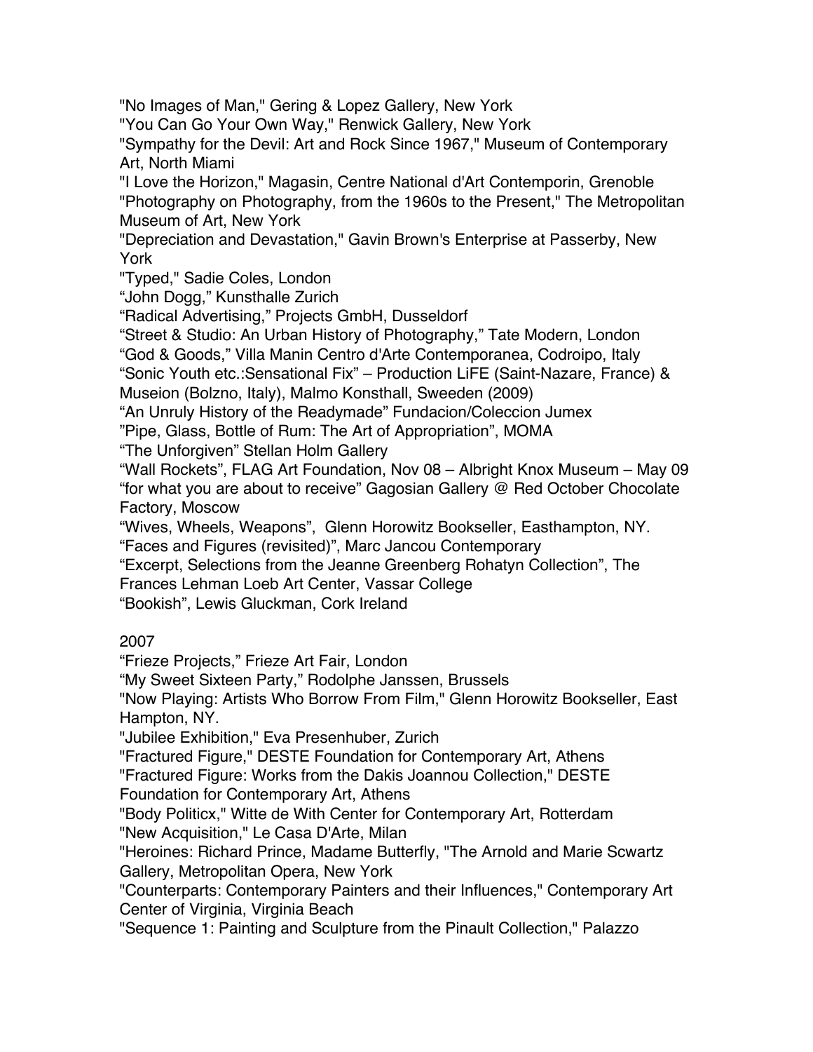"No Images of Man," Gering & Lopez Gallery, New York
"You Can Go Your Own Way," Renwick Gallery, New York
"Sympathy for the Devil: Art and Rock Since 1967," Museum of Contemporary Art, North Miami
"I Love the Horizon," Magasin, Centre National d'Art Contemporin, Grenoble
"Photography on Photography, from the 1960s to the Present," The Metropolitan Museum of Art, New York
"Depreciation and Devastation," Gavin Brown's Enterprise at Passerby, New York
"Typed," Sadie Coles, London
"John Dogg," Kunsthalle Zurich
"Radical Advertising," Projects GmbH, Dusseldorf
"Street & Studio: An Urban History of Photography," Tate Modern, London
"God & Goods," Villa Manin Centro d'Arte Contemporanea, Codroipo, Italy
"Sonic Youth etc.:Sensational Fix" – Production LiFE (Saint-Nazare, France) & Museion (Bolzno, Italy), Malmo Konsthall, Sweeden (2009)
"An Unruly History of the Readymade" Fundacion/Coleccion Jumex
"Pipe, Glass, Bottle of Rum: The Art of Appropriation", MOMA
"The Unforgiven" Stellan Holm Gallery
"Wall Rockets", FLAG Art Foundation, Nov 08 – Albright Knox Museum – May 09
"for what you are about to receive" Gagosian Gallery @ Red October Chocolate Factory, Moscow
"Wives, Wheels, Weapons", Glenn Horowitz Bookseller, Easthampton, NY.
"Faces and Figures (revisited)", Marc Jancou Contemporary
"Excerpt, Selections from the Jeanne Greenberg Rohatyn Collection", The Frances Lehman Loeb Art Center, Vassar College
"Bookish", Lewis Gluckman, Cork Ireland

2007
"Frieze Projects," Frieze Art Fair, London
"My Sweet Sixteen Party," Rodolphe Janssen, Brussels
"Now Playing: Artists Who Borrow From Film," Glenn Horowitz Bookseller, East Hampton, NY.
"Jubilee Exhibition," Eva Presenhuber, Zurich
"Fractured Figure," DESTE Foundation for Contemporary Art, Athens
"Fractured Figure: Works from the Dakis Joannou Collection," DESTE Foundation for Contemporary Art, Athens
"Body Politicx," Witte de With Center for Contemporary Art, Rotterdam
"New Acquisition," Le Casa D'Arte, Milan
"Heroines: Richard Prince, Madame Butterfly, "The Arnold and Marie Scwartz Gallery, Metropolitan Opera, New York
"Counterparts: Contemporary Painters and their Influences," Contemporary Art Center of Virginia, Virginia Beach
"Sequence 1: Painting and Sculpture from the Pinault Collection," Palazzo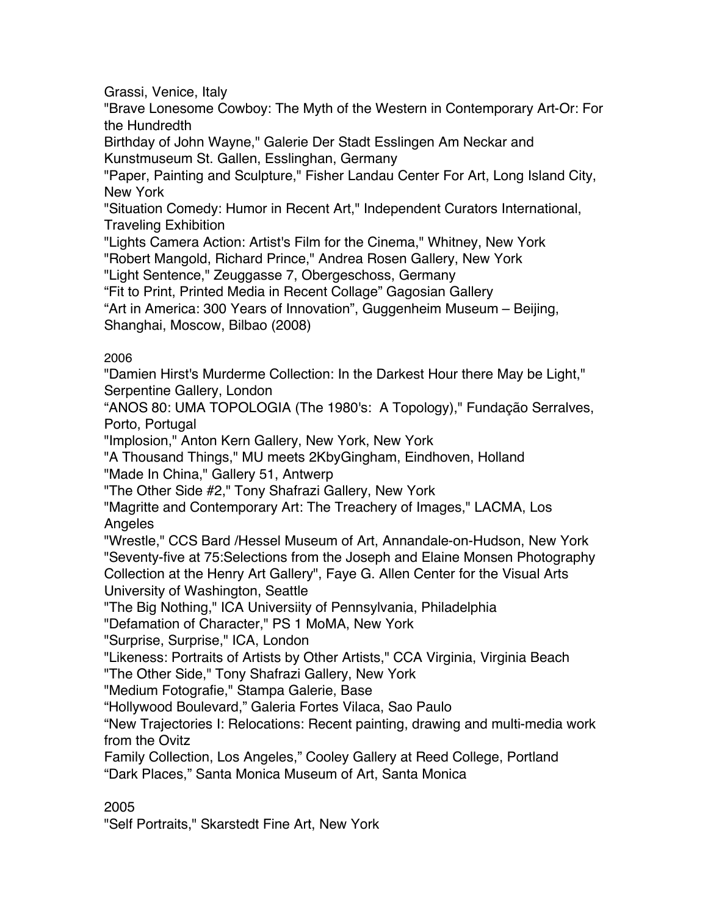Grassi, Venice, Italy

"Brave Lonesome Cowboy: The Myth of the Western in Contemporary Art-Or: For the Hundredth Birthday of John Wayne," Galerie Der Stadt Esslingen Am Neckar and Kunstmuseum St. Gallen, Esslinghan, Germany

"Paper, Painting and Sculpture," Fisher Landau Center For Art, Long Island City, New York

"Situation Comedy: Humor in Recent Art," Independent Curators International, Traveling Exhibition

"Lights Camera Action: Artist's Film for the Cinema," Whitney, New York

"Robert Mangold, Richard Prince," Andrea Rosen Gallery, New York

"Light Sentence," Zeuggasse 7, Obergeschoss, Germany

“Fit to Print, Printed Media in Recent Collage” Gagosian Gallery

“Art in America: 300 Years of Innovation”, Guggenheim Museum – Beijing, Shanghai, Moscow, Bilbao (2008)

2006

"Damien Hirst's Murderme Collection: In the Darkest Hour there May be Light," Serpentine Gallery, London

“ANOS 80: UMA TOPOLOGIA (The 1980's: A Topology)," Fundação Serralves, Porto, Portugal

"Implosion," Anton Kern Gallery, New York, New York

"A Thousand Things," MU meets 2KbyGingham, Eindhoven, Holland

"Made In China," Gallery 51, Antwerp

"The Other Side #2," Tony Shafrazi Gallery, New York

"Magritte and Contemporary Art: The Treachery of Images," LACMA, Los Angeles

"Wrestle," CCS Bard /Hessel Museum of Art, Annandale-on-Hudson, New York

"Seventy-five at 75:Selections from the Joseph and Elaine Monsen Photography Collection at the Henry Art Gallery", Faye G. Allen Center for the Visual Arts University of Washington, Seattle

"The Big Nothing," ICA Universiity of Pennsylvania, Philadelphia

"Defamation of Character," PS 1 MoMA, New York

"Surprise, Surprise," ICA, London

"Likeness: Portraits of Artists by Other Artists," CCA Virginia, Virginia Beach

"The Other Side," Tony Shafrazi Gallery, New York

"Medium Fotografie," Stampa Galerie, Base

“Hollywood Boulevard,” Galeria Fortes Vilaca, Sao Paulo

“New Trajectories I: Relocations: Recent painting, drawing and multi-media work from the Ovitz Family Collection, Los Angeles,” Cooley Gallery at Reed College, Portland

“Dark Places,” Santa Monica Museum of Art, Santa Monica

2005

"Self Portraits," Skarstedt Fine Art, New York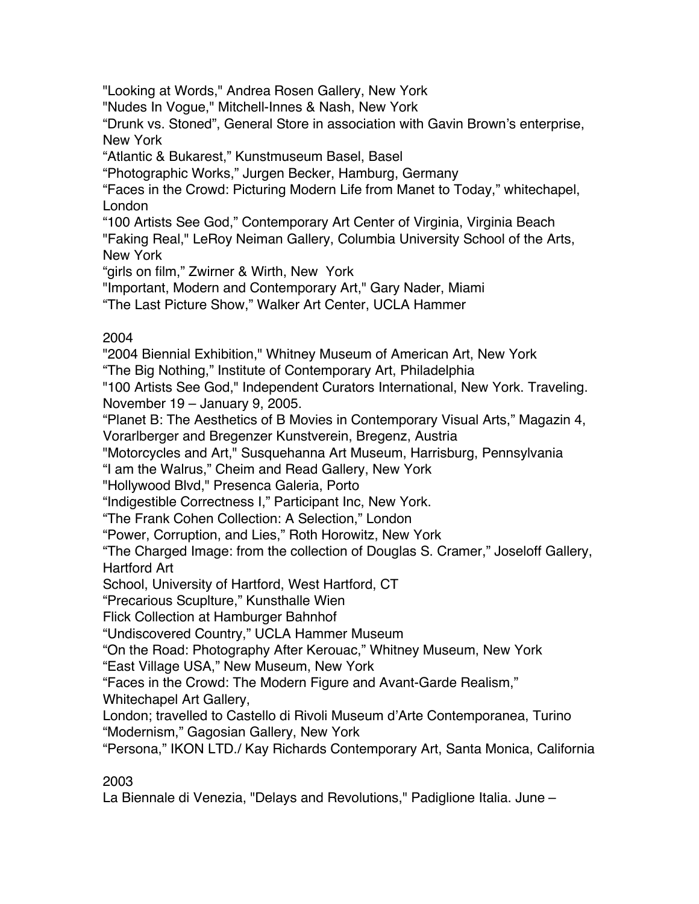"Looking at Words," Andrea Rosen Gallery, New York
"Nudes In Vogue," Mitchell-Innes & Nash, New York
"Drunk vs. Stoned", General Store in association with Gavin Brown's enterprise, New York
"Atlantic & Bukarest," Kunstmuseum Basel, Basel
"Photographic Works," Jurgen Becker, Hamburg, Germany
"Faces in the Crowd: Picturing Modern Life from Manet to Today," whitechapel, London
"100 Artists See God," Contemporary Art Center of Virginia, Virginia Beach
"Faking Real," LeRoy Neiman Gallery, Columbia University School of the Arts, New York
"girls on film," Zwirner & Wirth, New York
"Important, Modern and Contemporary Art," Gary Nader, Miami
"The Last Picture Show," Walker Art Center, UCLA Hammer

2004
"2004 Biennial Exhibition," Whitney Museum of American Art, New York
"The Big Nothing," Institute of Contemporary Art, Philadelphia
"100 Artists See God," Independent Curators International, New York. Traveling. November 19 – January 9, 2005.
"Planet B: The Aesthetics of B Movies in Contemporary Visual Arts," Magazin 4, Vorarlberger and Bregenzer Kunstverein, Bregenz, Austria
"Motorcycles and Art," Susquehanna Art Museum, Harrisburg, Pennsylvania
"I am the Walrus," Cheim and Read Gallery, New York
"Hollywood Blvd," Presenca Galeria, Porto
"Indigestible Correctness I," Participant Inc, New York.
"The Frank Cohen Collection: A Selection," London
"Power, Corruption, and Lies," Roth Horowitz, New York
"The Charged Image: from the collection of Douglas S. Cramer," Joseloff Gallery, Hartford Art
School, University of Hartford, West Hartford, CT
"Precarious Scuplture," Kunsthalle Wien
Flick Collection at Hamburger Bahnhof
"Undiscovered Country," UCLA Hammer Museum
"On the Road: Photography After Kerouac," Whitney Museum, New York
"East Village USA," New Museum, New York
"Faces in the Crowd: The Modern Figure and Avant-Garde Realism," Whitechapel Art Gallery,
London; travelled to Castello di Rivoli Museum d'Arte Contemporanea, Turino
"Modernism," Gagosian Gallery, New York
"Persona," IKON LTD./ Kay Richards Contemporary Art, Santa Monica, California

2003
La Biennale di Venezia, "Delays and Revolutions," Padiglione Italia. June –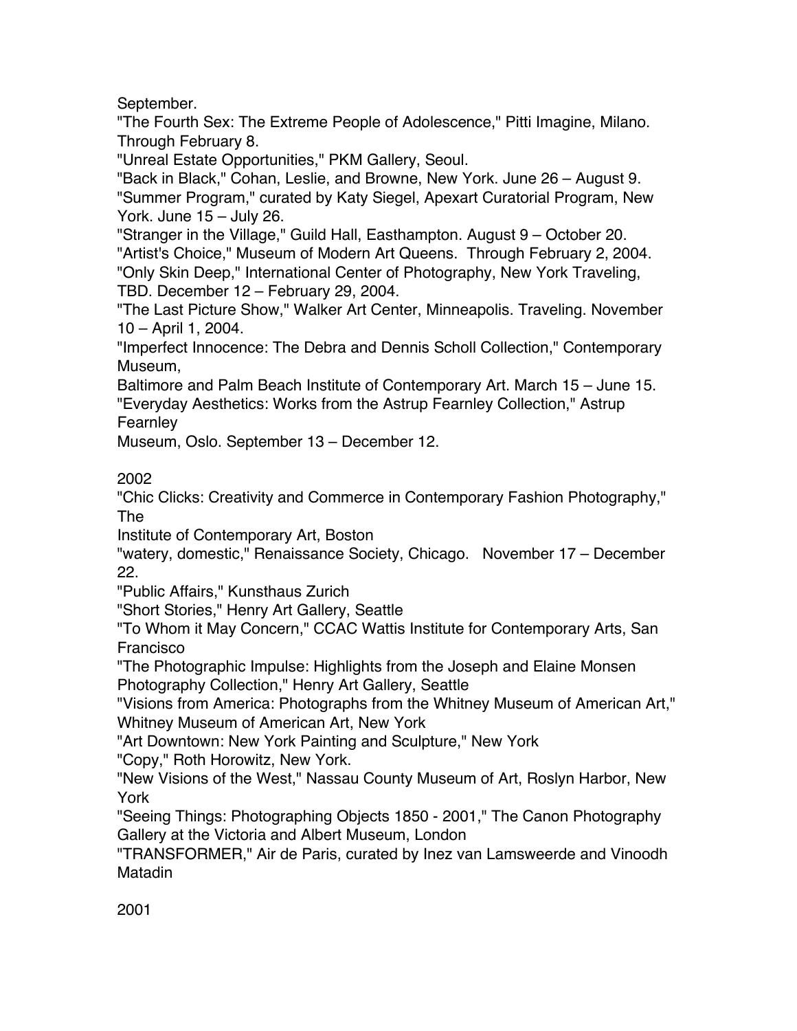September.

"The Fourth Sex: The Extreme People of Adolescence," Pitti Imagine, Milano. Through February 8.

"Unreal Estate Opportunities," PKM Gallery, Seoul.

"Back in Black," Cohan, Leslie, and Browne, New York. June 26 – August 9.

"Summer Program," curated by Katy Siegel, Apexart Curatorial Program, New York. June 15 – July 26.

"Stranger in the Village," Guild Hall, Easthampton. August 9 – October 20.

"Artist's Choice," Museum of Modern Art Queens. Through February 2, 2004.

"Only Skin Deep," International Center of Photography, New York Traveling, TBD. December 12 – February 29, 2004.

"The Last Picture Show," Walker Art Center, Minneapolis. Traveling. November 10 – April 1, 2004.

"Imperfect Innocence: The Debra and Dennis Scholl Collection," Contemporary Museum,
Baltimore and Palm Beach Institute of Contemporary Art. March 15 – June 15.

"Everyday Aesthetics: Works from the Astrup Fearnley Collection," Astrup Fearnley
Museum, Oslo. September 13 – December 12.

2002

"Chic Clicks: Creativity and Commerce in Contemporary Fashion Photography," The
Institute of Contemporary Art, Boston

"watery, domestic," Renaissance Society, Chicago. November 17 – December 22.

"Public Affairs," Kunsthaus Zurich

"Short Stories," Henry Art Gallery, Seattle

"To Whom it May Concern," CCAC Wattis Institute for Contemporary Arts, San Francisco

"The Photographic Impulse: Highlights from the Joseph and Elaine Monsen Photography Collection," Henry Art Gallery, Seattle

"Visions from America: Photographs from the Whitney Museum of American Art," Whitney Museum of American Art, New York

"Art Downtown: New York Painting and Sculpture," New York

"Copy," Roth Horowitz, New York.

"New Visions of the West," Nassau County Museum of Art, Roslyn Harbor, New York

"Seeing Things: Photographing Objects 1850 - 2001," The Canon Photography Gallery at the Victoria and Albert Museum, London

"TRANSFORMER," Air de Paris, curated by Inez van Lamsweerde and Vinoodh Matadin

2001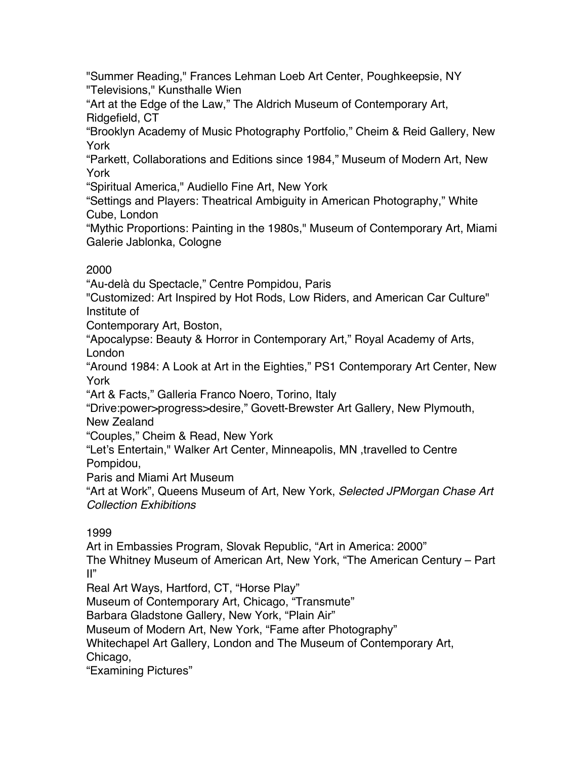"Summer Reading," Frances Lehman Loeb Art Center, Poughkeepsie, NY
"Televisions," Kunsthalle Wien
"Art at the Edge of the Law," The Aldrich Museum of Contemporary Art, Ridgefield, CT
"Brooklyn Academy of Music Photography Portfolio," Cheim & Reid Gallery, New York
"Parkett, Collaborations and Editions since 1984," Museum of Modern Art, New York
"Spiritual America," Audiello Fine Art, New York
"Settings and Players: Theatrical Ambiguity in American Photography," White Cube, London
"Mythic Proportions: Painting in the 1980s," Museum of Contemporary Art, Miami
Galerie Jablonka, Cologne

2000
"Au-delà du Spectacle," Centre Pompidou, Paris
"Customized: Art Inspired by Hot Rods, Low Riders, and American Car Culture" Institute of Contemporary Art, Boston,
"Apocalypse: Beauty & Horror in Contemporary Art," Royal Academy of Arts, London
"Around 1984: A Look at Art in the Eighties," PS1 Contemporary Art Center, New York
"Art & Facts," Galleria Franco Noero, Torino, Italy
"Drive:power>progress>desire," Govett-Brewster Art Gallery, New Plymouth, New Zealand
"Couples," Cheim & Read, New York
"Let's Entertain," Walker Art Center, Minneapolis, MN ,travelled to Centre Pompidou, Paris and Miami Art Museum
"Art at Work", Queens Museum of Art, New York, *Selected JPMorgan Chase Art Collection Exhibitions*

1999
Art in Embassies Program, Slovak Republic, "Art in America: 2000"
The Whitney Museum of American Art, New York, "The American Century – Part II"
Real Art Ways, Hartford, CT, "Horse Play"
Museum of Contemporary Art, Chicago, "Transmute"
Barbara Gladstone Gallery, New York, "Plain Air"
Museum of Modern Art, New York, "Fame after Photography"
Whitechapel Art Gallery, London and The Museum of Contemporary Art, Chicago,
"Examining Pictures"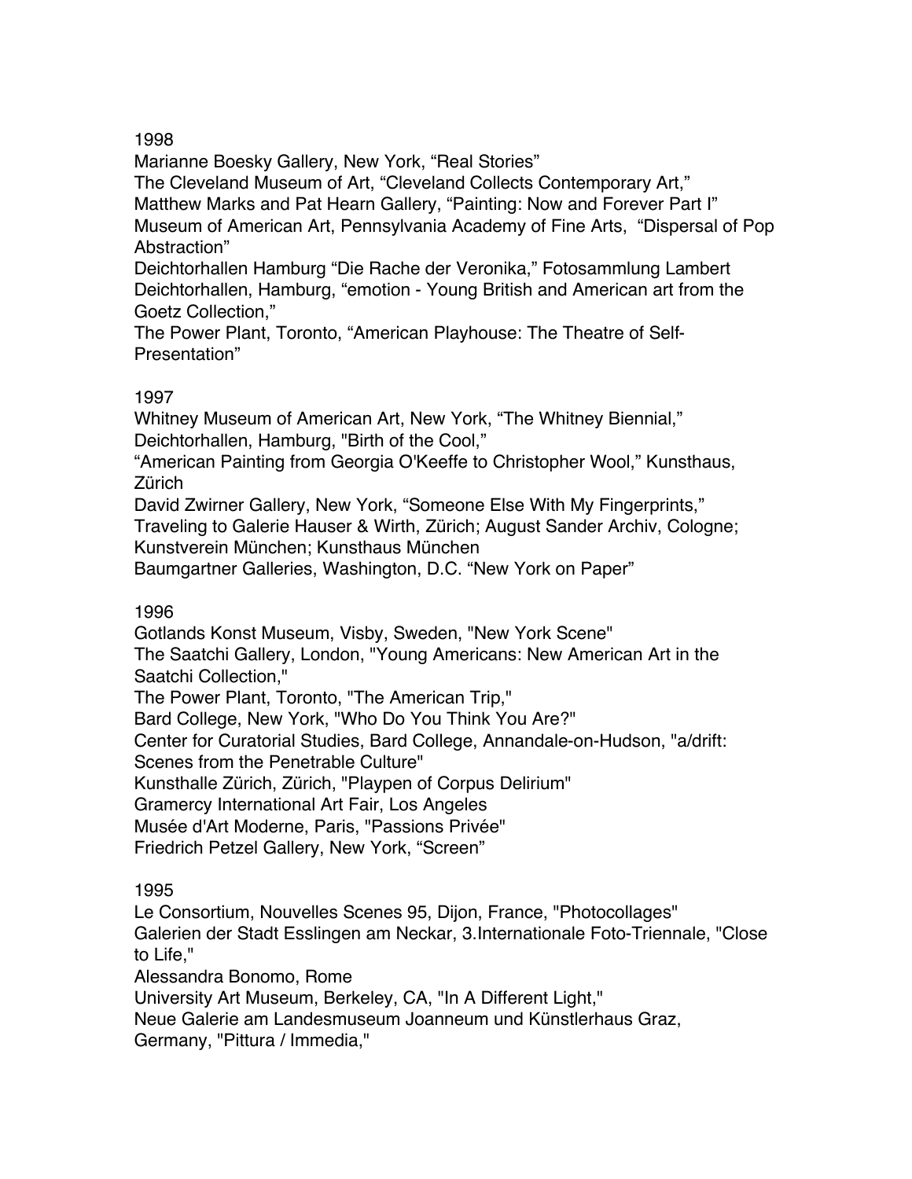1998

Marianne Boesky Gallery, New York, “Real Stories”
The Cleveland Museum of Art, “Cleveland Collects Contemporary Art,”
Matthew Marks and Pat Hearn Gallery, “Painting: Now and Forever Part I”
Museum of American Art, Pennsylvania Academy of Fine Arts, “Dispersal of Pop Abstraction”
Deichtorhallen Hamburg “Die Rache der Veronika,” Fotosammlung Lambert
Deichtorhallen, Hamburg, “emotion - Young British and American art from the Goetz Collection,”
The Power Plant, Toronto, “American Playhouse: The Theatre of Self-Presentation”

1997

Whitney Museum of American Art, New York, “The Whitney Biennial,”
Deichtorhallen, Hamburg, "Birth of the Cool,"
“American Painting from Georgia O'Keeffe to Christopher Wool,” Kunsthaus, Zürich
David Zwirner Gallery, New York, “Someone Else With My Fingerprints,” Traveling to Galerie Hauser & Wirth, Zürich; August Sander Archiv, Cologne; Kunstverein München; Kunsthaus München
Baumgartner Galleries, Washington, D.C. “New York on Paper”

1996

Gotlands Konst Museum, Visby, Sweden, "New York Scene"
The Saatchi Gallery, London, "Young Americans: New American Art in the Saatchi Collection,"
The Power Plant, Toronto, "The American Trip,"
Bard College, New York, "Who Do You Think You Are?"
Center for Curatorial Studies, Bard College, Annandale-on-Hudson, "a/drift: Scenes from the Penetrable Culture"
Kunsthalle Zürich, Zürich, "Playpen of Corpus Delirium"
Gramercy International Art Fair, Los Angeles
Musée d'Art Moderne, Paris, "Passions Privée"
Friedrich Petzel Gallery, New York, “Screen”

1995

Le Consortium, Nouvelles Scenes 95, Dijon, France, "Photocollages"
Galerien der Stadt Esslingen am Neckar, 3.Internationale Foto-Triennale, "Close to Life,"
Alessandra Bonomo, Rome
University Art Museum, Berkeley, CA, "In A Different Light,"
Neue Galerie am Landesmuseum Joanneum und Künstlerhaus Graz, Germany, "Pittura / Immedia,"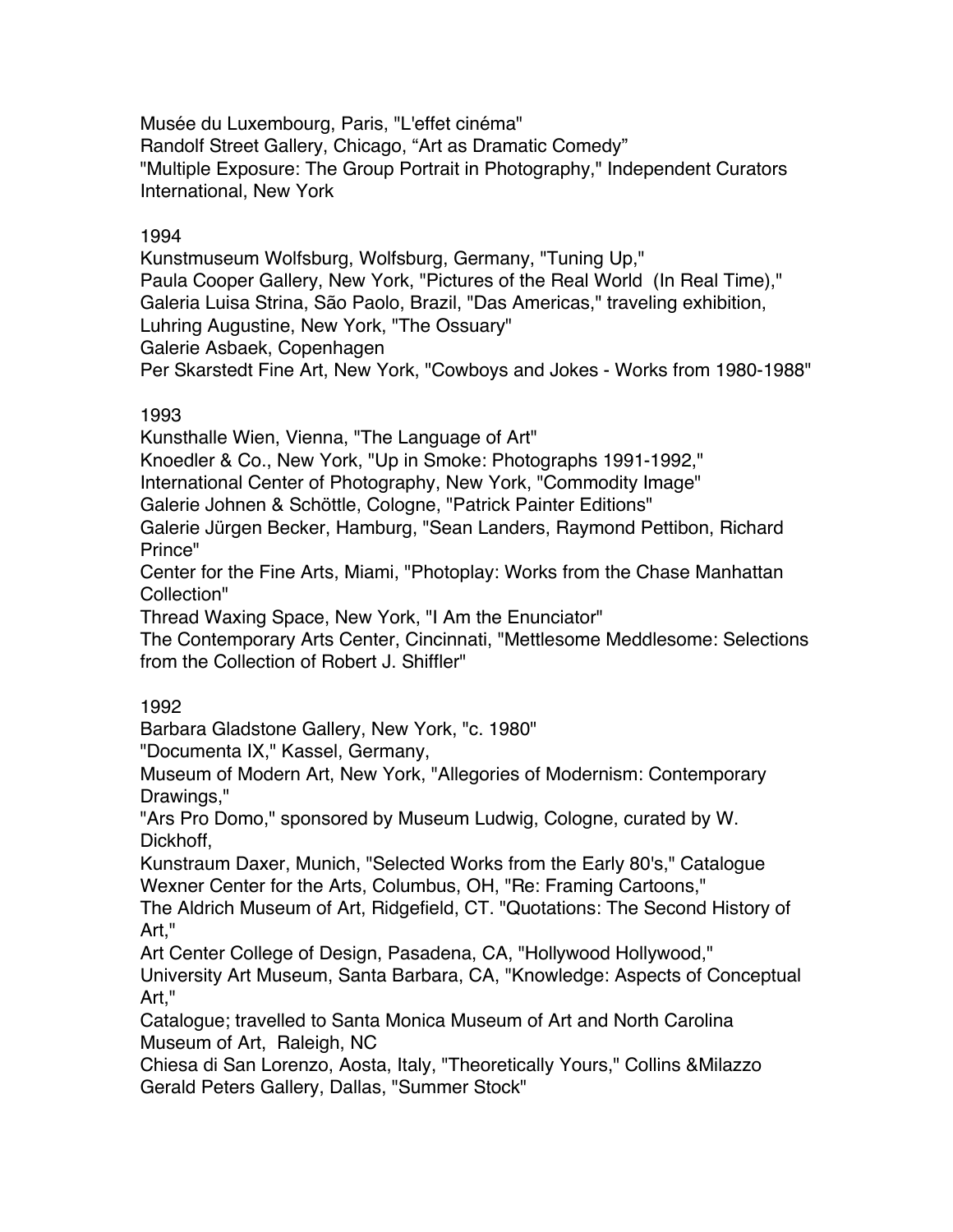Musée du Luxembourg, Paris, "L'effet cinéma"
Randolf Street Gallery, Chicago, “Art as Dramatic Comedy”
"Multiple Exposure: The Group Portrait in Photography," Independent Curators International, New York

1994
Kunstmuseum Wolfsburg, Wolfsburg, Germany, "Tuning Up,"
Paula Cooper Gallery, New York, "Pictures of the Real World (In Real Time),"
Galeria Luisa Strina, São Paolo, Brazil, "Das Americas," traveling exhibition,
Luhring Augustine, New York, "The Ossuary"
Galerie Asbaek, Copenhagen
Per Skarstedt Fine Art, New York, "Cowboys and Jokes - Works from 1980-1988"

1993
Kunsthalle Wien, Vienna, "The Language of Art"
Knoedler & Co., New York, "Up in Smoke: Photographs 1991-1992,"
International Center of Photography, New York, "Commodity Image"
Galerie Johnen & Schöttle, Cologne, "Patrick Painter Editions"
Galerie Jürgen Becker, Hamburg, "Sean Landers, Raymond Pettibon, Richard Prince"
Center for the Fine Arts, Miami, "Photoplay: Works from the Chase Manhattan Collection"
Thread Waxing Space, New York, "I Am the Enunciator"
The Contemporary Arts Center, Cincinnati, "Mettlesome Meddlesome: Selections from the Collection of Robert J. Shiffler"

1992
Barbara Gladstone Gallery, New York, "c. 1980"
"Documenta IX," Kassel, Germany,
Museum of Modern Art, New York, "Allegories of Modernism: Contemporary Drawings,"
"Ars Pro Domo," sponsored by Museum Ludwig, Cologne, curated by W. Dickhoff,
Kunstraum Daxer, Munich, "Selected Works from the Early 80's," Catalogue
Wexner Center for the Arts, Columbus, OH, "Re: Framing Cartoons,"
The Aldrich Museum of Art, Ridgefield, CT. "Quotations: The Second History of Art,"
Art Center College of Design, Pasadena, CA, "Hollywood Hollywood,"
University Art Museum, Santa Barbara, CA, "Knowledge: Aspects of Conceptual Art,"
Catalogue; travelled to Santa Monica Museum of Art and North Carolina Museum of Art, Raleigh, NC
Chiesa di San Lorenzo, Aosta, Italy, "Theoretically Yours," Collins &Milazzo
Gerald Peters Gallery, Dallas, "Summer Stock"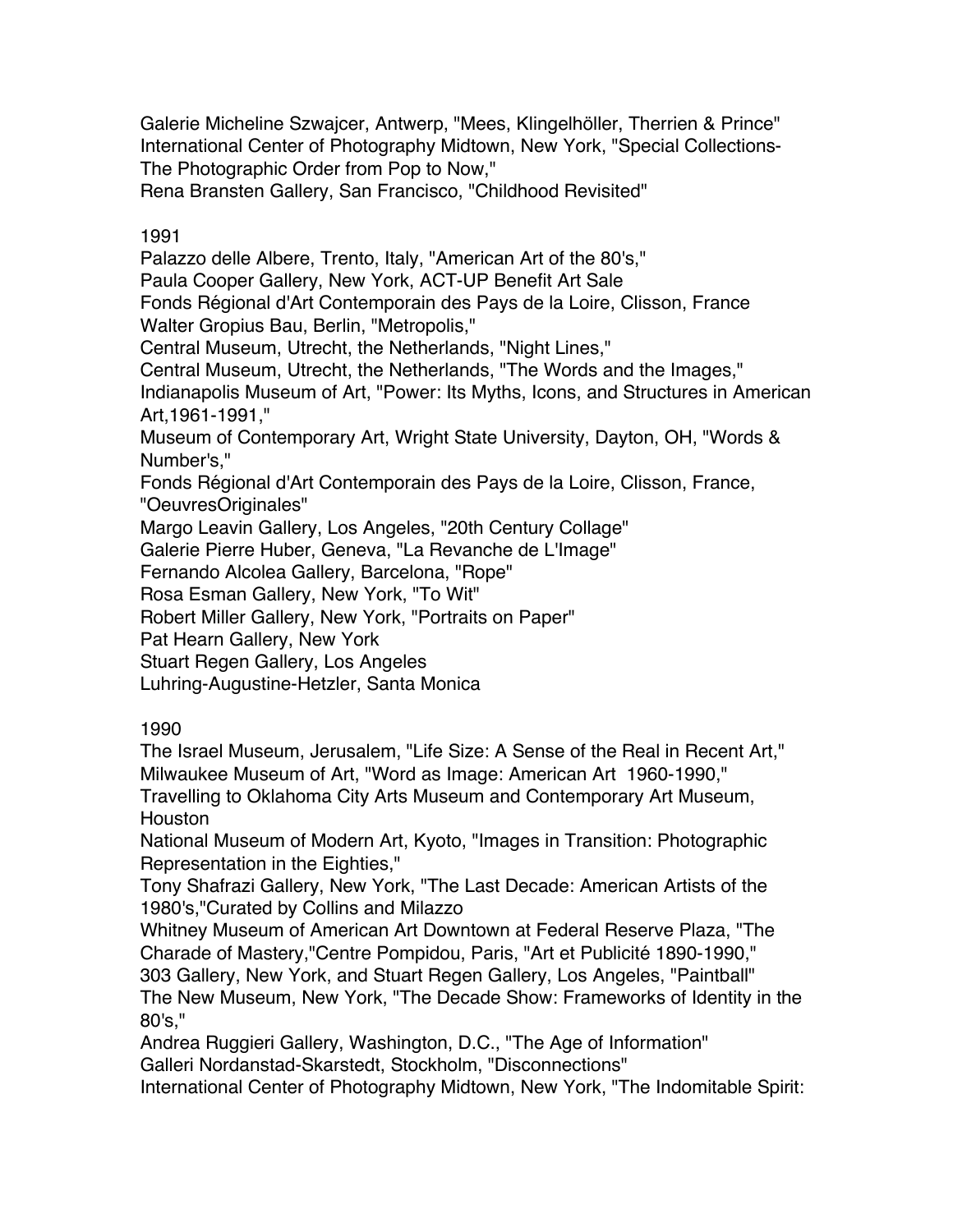Galerie Micheline Szwajcer, Antwerp, "Mees, Klingelhöller, Therrien & Prince"
International Center of Photography Midtown, New York, "Special Collections-The Photographic Order from Pop to Now,"
Rena Bransten Gallery, San Francisco, "Childhood Revisited"

1991
Palazzo delle Albere, Trento, Italy, "American Art of the 80's,"
Paula Cooper Gallery, New York, ACT-UP Benefit Art Sale
Fonds Régional d'Art Contemporain des Pays de la Loire, Clisson, France
Walter Gropius Bau, Berlin, "Metropolis,"
Central Museum, Utrecht, the Netherlands, "Night Lines,"
Central Museum, Utrecht, the Netherlands, "The Words and the Images,"
Indianapolis Museum of Art, "Power: Its Myths, Icons, and Structures in American Art,1961-1991,"
Museum of Contemporary Art, Wright State University, Dayton, OH, "Words & Number's,"
Fonds Régional d'Art Contemporain des Pays de la Loire, Clisson, France, "OeuvresOriginales"
Margo Leavin Gallery, Los Angeles, "20th Century Collage"
Galerie Pierre Huber, Geneva, "La Revanche de L'Image"
Fernando Alcolea Gallery, Barcelona, "Rope"
Rosa Esman Gallery, New York, "To Wit"
Robert Miller Gallery, New York, "Portraits on Paper"
Pat Hearn Gallery, New York
Stuart Regen Gallery, Los Angeles
Luhring-Augustine-Hetzler, Santa Monica

1990
The Israel Museum, Jerusalem, "Life Size: A Sense of the Real in Recent Art,"
Milwaukee Museum of Art, "Word as Image: American Art 1960-1990,"
Travelling to Oklahoma City Arts Museum and Contemporary Art Museum, Houston
National Museum of Modern Art, Kyoto, "Images in Transition: Photographic Representation in the Eighties,"
Tony Shafrazi Gallery, New York, "The Last Decade: American Artists of the 1980's,"Curated by Collins and Milazzo
Whitney Museum of American Art Downtown at Federal Reserve Plaza, "The Charade of Mastery,"Centre Pompidou, Paris, "Art et Publicité 1890-1990,"
303 Gallery, New York, and Stuart Regen Gallery, Los Angeles, "Paintball"
The New Museum, New York, "The Decade Show: Frameworks of Identity in the 80's,"
Andrea Ruggieri Gallery, Washington, D.C., "The Age of Information"
Galleri Nordanstad-Skarstedt, Stockholm, "Disconnections"
International Center of Photography Midtown, New York, "The Indomitable Spirit: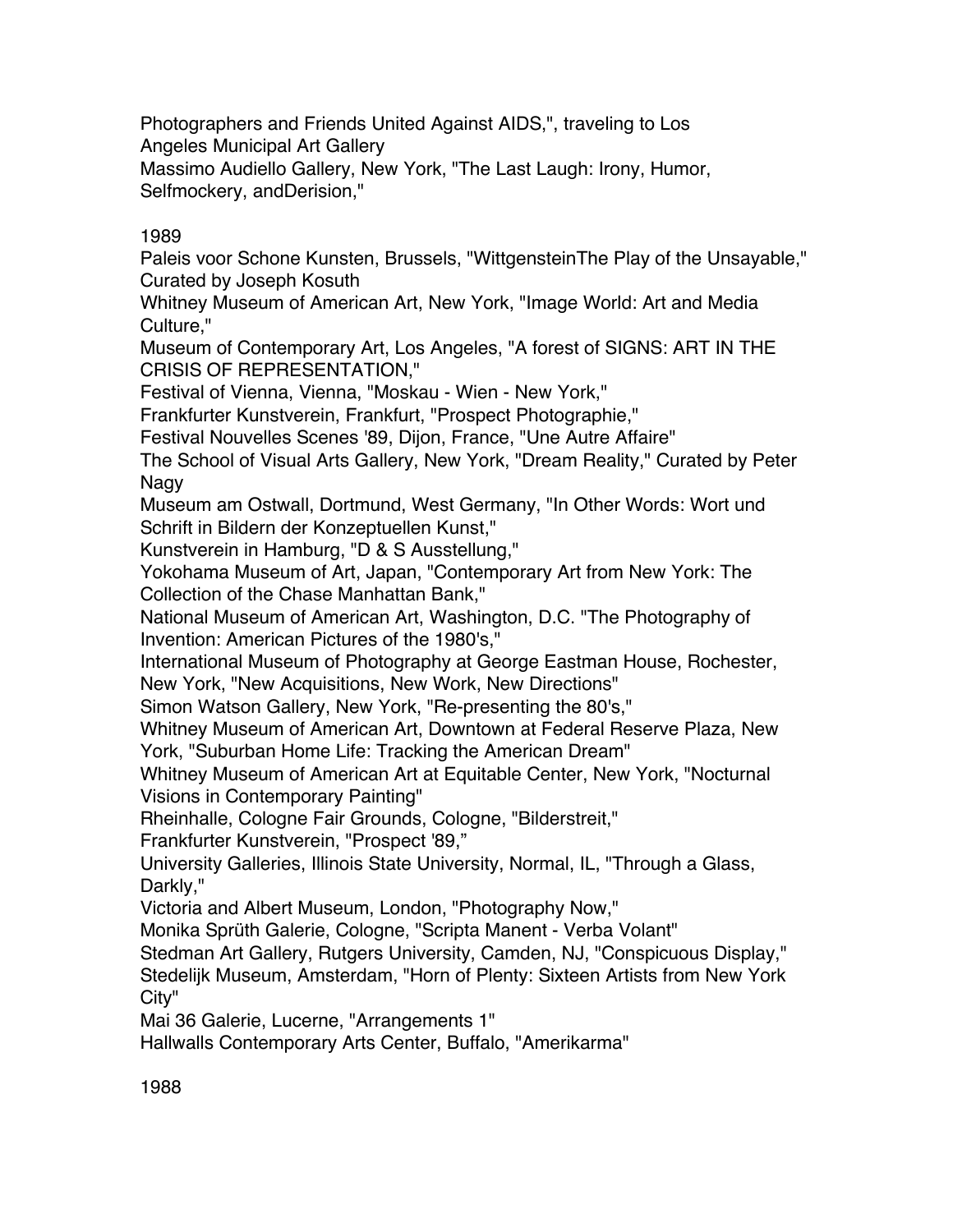Photographers and Friends United Against AIDS,", traveling to Los Angeles Municipal Art Gallery
Massimo Audiello Gallery, New York, "The Last Laugh: Irony, Humor, Selfmockery, andDerision,"

1989

Paleis voor Schone Kunsten, Brussels, "WittgensteinThe Play of the Unsayable," Curated by Joseph Kosuth
Whitney Museum of American Art, New York, "Image World: Art and Media Culture,"
Museum of Contemporary Art, Los Angeles, "A forest of SIGNS: ART IN THE CRISIS OF REPRESENTATION,"
Festival of Vienna, Vienna, "Moskau - Wien - New York,"
Frankfurter Kunstverein, Frankfurt, "Prospect Photographie,"
Festival Nouvelles Scenes '89, Dijon, France, "Une Autre Affaire"
The School of Visual Arts Gallery, New York, "Dream Reality," Curated by Peter Nagy
Museum am Ostwall, Dortmund, West Germany, "In Other Words: Wort und Schrift in Bildern der Konzeptuellen Kunst,"
Kunstverein in Hamburg, "D & S Ausstellung,"
Yokohama Museum of Art, Japan, "Contemporary Art from New York: The Collection of the Chase Manhattan Bank,"
National Museum of American Art, Washington, D.C. "The Photography of Invention: American Pictures of the 1980's,"
International Museum of Photography at George Eastman House, Rochester, New York, "New Acquisitions, New Work, New Directions"
Simon Watson Gallery, New York, "Re-presenting the 80's,"
Whitney Museum of American Art, Downtown at Federal Reserve Plaza, New York, "Suburban Home Life: Tracking the American Dream"
Whitney Museum of American Art at Equitable Center, New York, "Nocturnal Visions in Contemporary Painting"
Rheinhalle, Cologne Fair Grounds, Cologne, "Bilderstreit,"
Frankfurter Kunstverein, "Prospect '89,"
University Galleries, Illinois State University, Normal, IL, "Through a Glass, Darkly,"
Victoria and Albert Museum, London, "Photography Now,"
Monika Sprüth Galerie, Cologne, "Scripta Manent - Verba Volant"
Stedman Art Gallery, Rutgers University, Camden, NJ, "Conspicuous Display,"
Stedelijk Museum, Amsterdam, "Horn of Plenty: Sixteen Artists from New York City"
Mai 36 Galerie, Lucerne, "Arrangements 1"
Hallwalls Contemporary Arts Center, Buffalo, "Amerikarma"

1988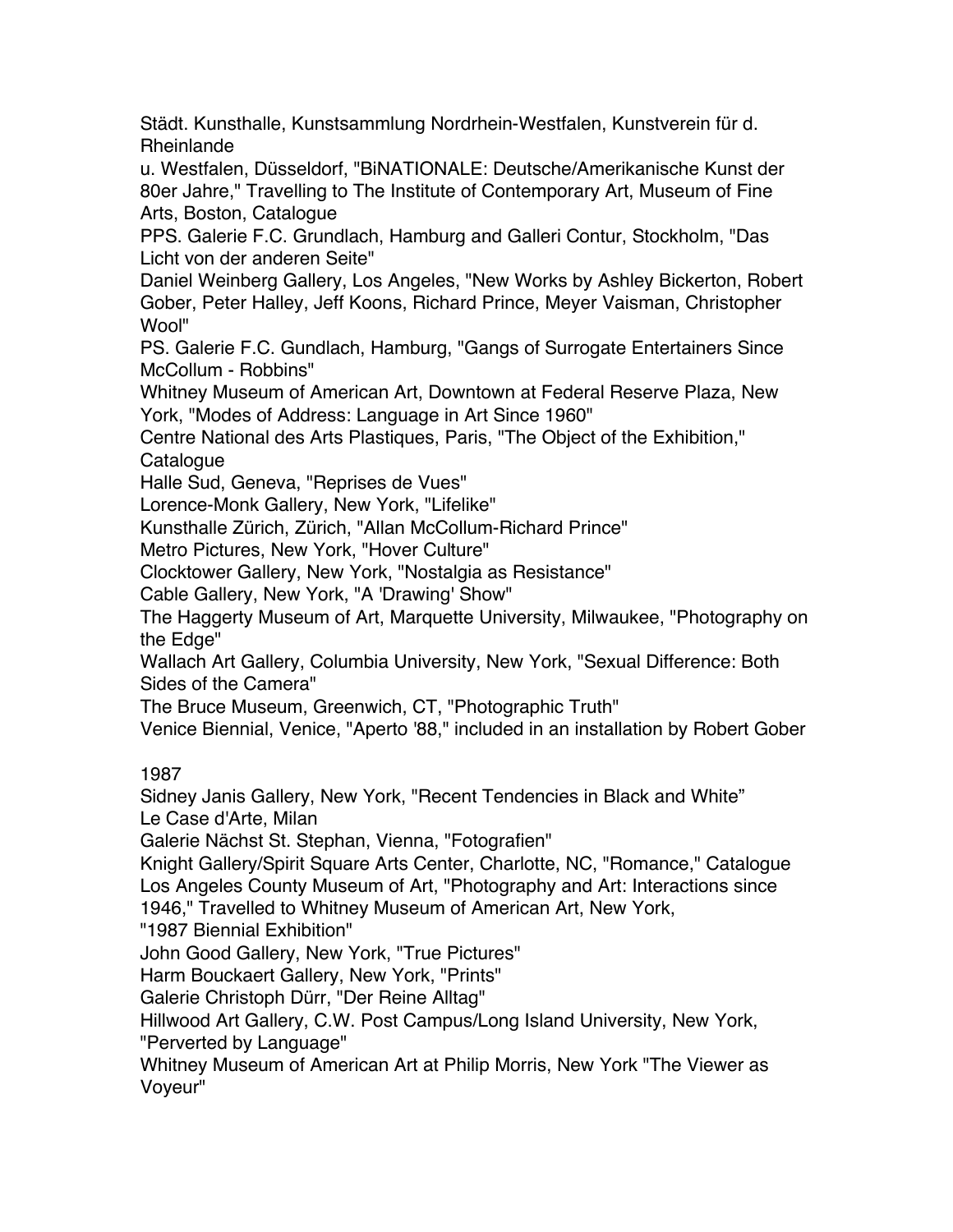Städt. Kunsthalle, Kunstsammlung Nordrhein-Westfalen, Kunstverein für d. Rheinlande
u. Westfalen, Düsseldorf, "BiNATIONALE: Deutsche/Amerikanische Kunst der 80er Jahre," Travelling to The Institute of Contemporary Art, Museum of Fine Arts, Boston, Catalogue
PPS. Galerie F.C. Grundlach, Hamburg and Galleri Contur, Stockholm, "Das Licht von der anderen Seite"
Daniel Weinberg Gallery, Los Angeles, "New Works by Ashley Bickerton, Robert Gober, Peter Halley, Jeff Koons, Richard Prince, Meyer Vaisman, Christopher Wool"
PS. Galerie F.C. Gundlach, Hamburg, "Gangs of Surrogate Entertainers Since McCollum - Robbins"
Whitney Museum of American Art, Downtown at Federal Reserve Plaza, New York, "Modes of Address: Language in Art Since 1960"
Centre National des Arts Plastiques, Paris, "The Object of the Exhibition," Catalogue
Halle Sud, Geneva, "Reprises de Vues"
Lorence-Monk Gallery, New York, "Lifelike"
Kunsthalle Zürich, Zürich, "Allan McCollum-Richard Prince"
Metro Pictures, New York, "Hover Culture"
Clocktower Gallery, New York, "Nostalgia as Resistance"
Cable Gallery, New York, "A 'Drawing' Show"
The Haggerty Museum of Art, Marquette University, Milwaukee, "Photography on the Edge"
Wallach Art Gallery, Columbia University, New York, "Sexual Difference: Both Sides of the Camera"
The Bruce Museum, Greenwich, CT, "Photographic Truth"
Venice Biennial, Venice, "Aperto '88," included in an installation by Robert Gober

1987
Sidney Janis Gallery, New York, "Recent Tendencies in Black and White"
Le Case d'Arte, Milan
Galerie Nächst St. Stephan, Vienna, "Fotografien"
Knight Gallery/Spirit Square Arts Center, Charlotte, NC, "Romance," Catalogue
Los Angeles County Museum of Art, "Photography and Art: Interactions since 1946," Travelled to Whitney Museum of American Art, New York,
"1987 Biennial Exhibition"
John Good Gallery, New York, "True Pictures"
Harm Bouckaert Gallery, New York, "Prints"
Galerie Christoph Dürr, "Der Reine Alltag"
Hillwood Art Gallery, C.W. Post Campus/Long Island University, New York, "Perverted by Language"
Whitney Museum of American Art at Philip Morris, New York "The Viewer as Voyeur"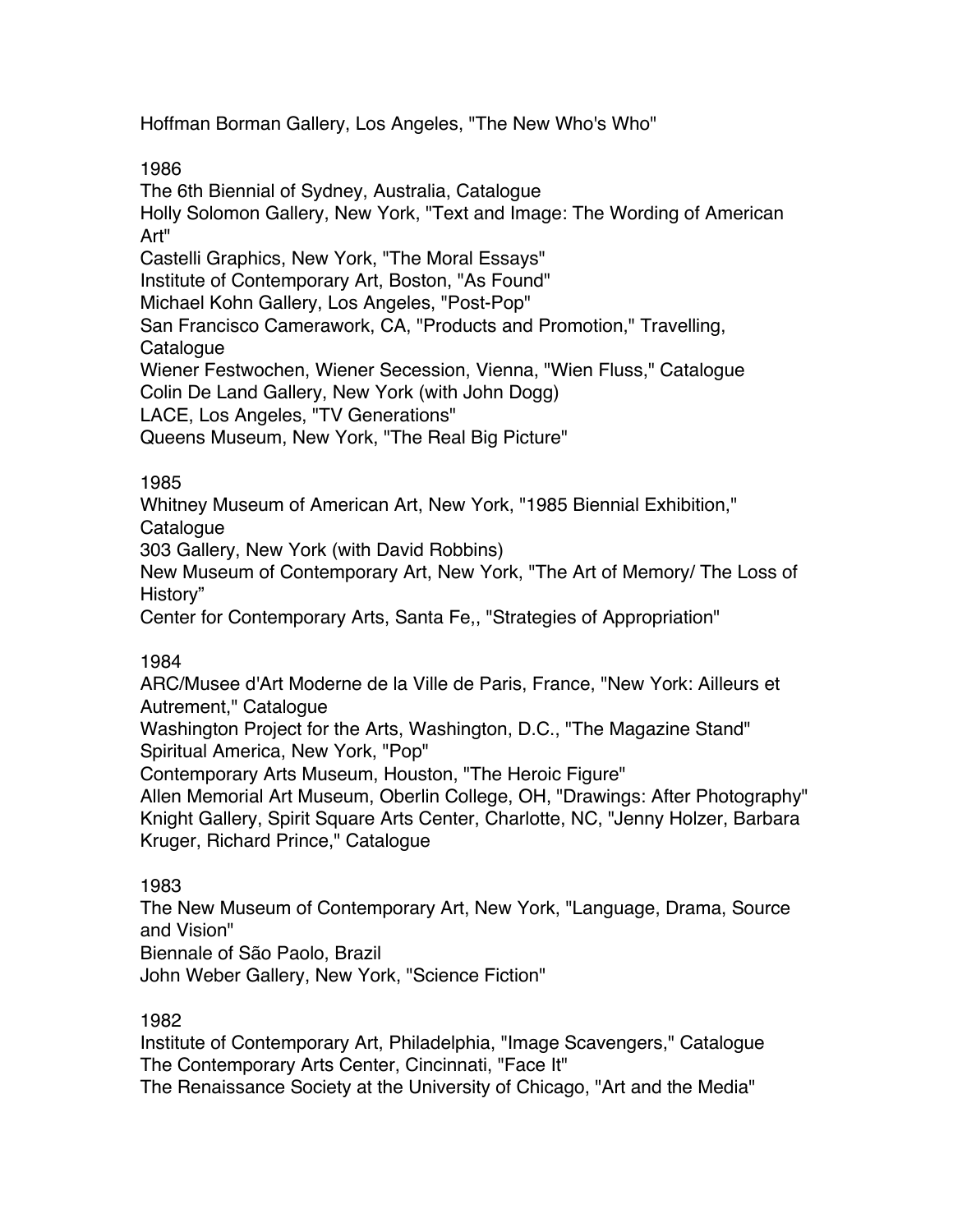Hoffman Borman Gallery, Los Angeles, "The New Who's Who"

1986

The 6th Biennial of Sydney, Australia, Catalogue
Holly Solomon Gallery, New York, "Text and Image: The Wording of American Art"
Castelli Graphics, New York, "The Moral Essays"
Institute of Contemporary Art, Boston, "As Found"
Michael Kohn Gallery, Los Angeles, "Post-Pop"
San Francisco Camerawork, CA, "Products and Promotion," Travelling, Catalogue
Wiener Festwochen, Wiener Secession, Vienna, "Wien Fluss," Catalogue
Colin De Land Gallery, New York (with John Dogg)
LACE, Los Angeles, "TV Generations"
Queens Museum, New York, "The Real Big Picture"

1985

Whitney Museum of American Art, New York, "1985 Biennial Exhibition," Catalogue
303 Gallery, New York (with David Robbins)
New Museum of Contemporary Art, New York, "The Art of Memory/ The Loss of History"
Center for Contemporary Arts, Santa Fe,, "Strategies of Appropriation"

1984

ARC/Musee d'Art Moderne de la Ville de Paris, France, "New York: Ailleurs et Autrement," Catalogue
Washington Project for the Arts, Washington, D.C., "The Magazine Stand"
Spiritual America, New York, "Pop"
Contemporary Arts Museum, Houston, "The Heroic Figure"
Allen Memorial Art Museum, Oberlin College, OH, "Drawings: After Photography"
Knight Gallery, Spirit Square Arts Center, Charlotte, NC, "Jenny Holzer, Barbara Kruger, Richard Prince," Catalogue

1983

The New Museum of Contemporary Art, New York, "Language, Drama, Source and Vision"
Biennale of São Paolo, Brazil
John Weber Gallery, New York, "Science Fiction"

1982

Institute of Contemporary Art, Philadelphia, "Image Scavengers," Catalogue
The Contemporary Arts Center, Cincinnati, "Face It"
The Renaissance Society at the University of Chicago, "Art and the Media"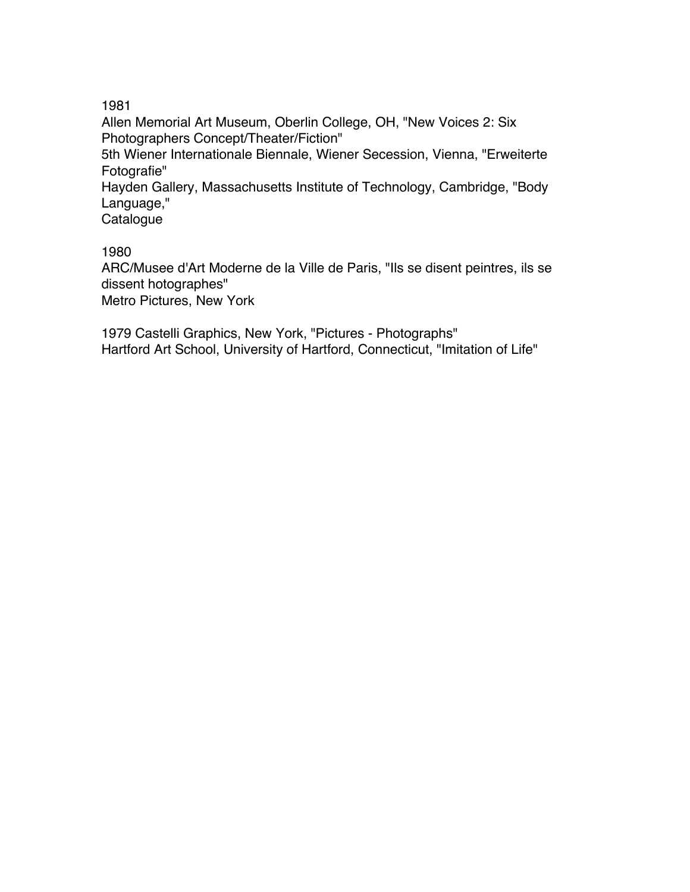1981

Allen Memorial Art Museum, Oberlin College, OH, "New Voices 2: Six Photographers Concept/Theater/Fiction"
5th Wiener Internationale Biennale, Wiener Secession, Vienna, "Erweiterte Fotografie"
Hayden Gallery, Massachusetts Institute of Technology, Cambridge, "Body Language,"
Catalogue

1980

ARC/Musee d'Art Moderne de la Ville de Paris, "Ils se disent peintres, ils se dissent hotographes"
Metro Pictures, New York

1979 Castelli Graphics, New York, "Pictures - Photographs"
Hartford Art School, University of Hartford, Connecticut, "Imitation of Life"